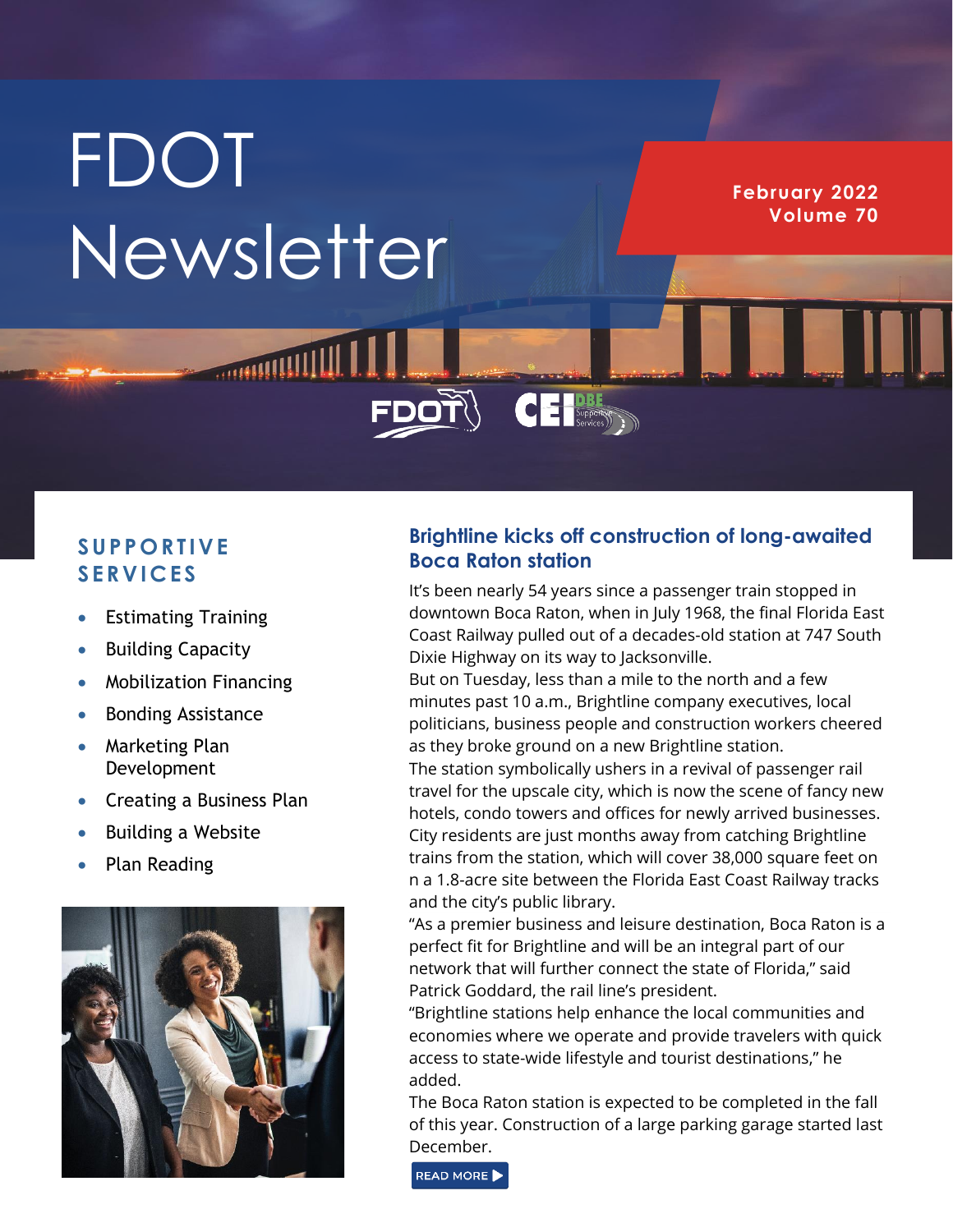# FDOT Newsletter

**February 2022**
**Volume 70**

## SUPPORTIVE SERVICES

- Estimating Training
- Building Capacity
- Mobilization Financing
- Bonding Assistance
- Marketing Plan Development
- Creating a Business Plan
- Building a Website
- Plan Reading

## Brightline kicks off construction of long-awaited Boca Raton station

It's been nearly 54 years since a passenger train stopped in downtown Boca Raton, when in July 1968, the final Florida East Coast Railway pulled out of a decades-old station at 747 South Dixie Highway on its way to Jacksonville.

But on Tuesday, less than a mile to the north and a few minutes past 10 a.m., Brightline company executives, local politicians, business people and construction workers cheered as they broke ground on a new Brightline station.

The station symbolically ushers in a revival of passenger rail travel for the upscale city, which is now the scene of fancy new hotels, condo towers and offices for newly arrived businesses. City residents are just months away from catching Brightline trains from the station, which will cover 38,000 square feet on n a 1.8-acre site between the Florida East Coast Railway tracks and the city's public library.

"As a premier business and leisure destination, Boca Raton is a perfect fit for Brightline and will be an integral part of our network that will further connect the state of Florida," said Patrick Goddard, the rail line's president.

"Brightline stations help enhance the local communities and economies where we operate and provide travelers with quick access to state-wide lifestyle and tourist destinations," he added.

The Boca Raton station is expected to be completed in the fall of this year. Construction of a large parking garage started last December.

READ MORE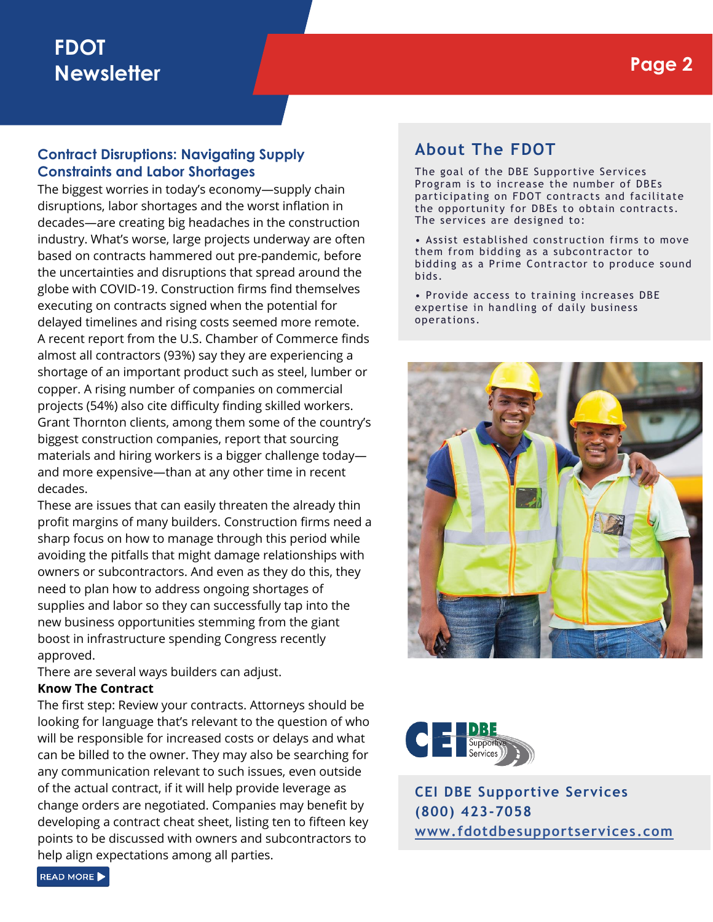## Contract Disruptions: Navigating Supply Constraints and Labor Shortages

The biggest worries in today's economy—supply chain disruptions, labor shortages and the worst inflation in decades—are creating big headaches in the construction industry. What's worse, large projects underway are often based on contracts hammered out pre-pandemic, before the uncertainties and disruptions that spread around the globe with COVID-19. Construction firms find themselves executing on contracts signed when the potential for delayed timelines and rising costs seemed more remote. A recent report from the U.S. Chamber of Commerce finds almost all contractors (93%) say they are experiencing a shortage of an important product such as steel, lumber or copper. A rising number of companies on commercial projects (54%) also cite difficulty finding skilled workers. Grant Thornton clients, among them some of the country's biggest construction companies, report that sourcing materials and hiring workers is a bigger challenge today—and more expensive—than at any other time in recent decades.

These are issues that can easily threaten the already thin profit margins of many builders. Construction firms need a sharp focus on how to manage through this period while avoiding the pitfalls that might damage relationships with owners or subcontractors. And even as they do this, they need to plan how to address ongoing shortages of supplies and labor so they can successfully tap into the new business opportunities stemming from the giant boost in infrastructure spending Congress recently approved.

There are several ways builders can adjust.

**Know The Contract**

The first step: Review your contracts. Attorneys should be looking for language that's relevant to the question of who will be responsible for increased costs or delays and what can be billed to the owner. They may also be searching for any communication relevant to such issues, even outside of the actual contract, if it will help provide leverage as change orders are negotiated. Companies may benefit by developing a contract cheat sheet, listing ten to fifteen key points to be discussed with owners and subcontractors to help align expectations among all parties.

READ MORE

## About The FDOT

The goal of the DBE Supportive Services Program is to increase the number of DBEs participating on FDOT contracts and facilitate the opportunity for DBEs to obtain contracts. The services are designed to:

- Assist established construction firms to move them from bidding as a subcontractor to bidding as a Prime Contractor to produce sound bids.
- Provide access to training increases DBE expertise in handling of daily business operations.

CEI DBE Supportive Services
(800) 423-7058
www.fdotdbesupportservices.com